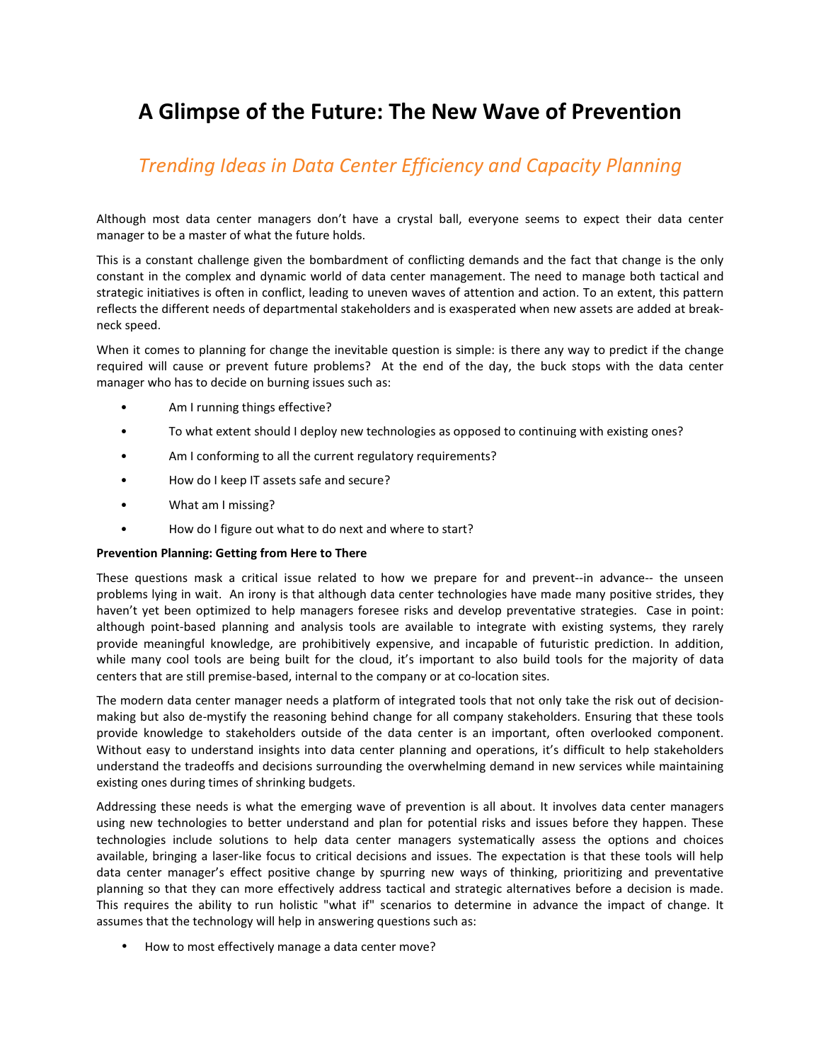# A Glimpse of the Future: The New Wave of Prevention

## *Trending Ideas in Data Center Efficiency and Capacity Planning*

Although most data center managers don't have a crystal ball, everyone seems to expect their data center manager to be a master of what the future holds.

This is a constant challenge given the bombardment of conflicting demands and the fact that change is the only constant in the complex and dynamic world of data center management. The need to manage both tactical and strategic initiatives is often in conflict, leading to uneven waves of attention and action. To an extent, this pattern reflects the different needs of departmental stakeholders and is exasperated when new assets are added at break-neck speed.

When it comes to planning for change the inevitable question is simple: is there any way to predict if the change required will cause or prevent future problems? At the end of the day, the buck stops with the data center manager who has to decide on burning issues such as:

- Am I running things effective?
- To what extent should I deploy new technologies as opposed to continuing with existing ones?
- Am I conforming to all the current regulatory requirements?
- How do I keep IT assets safe and secure?
- What am I missing?
- How do I figure out what to do next and where to start?

**Prevention Planning: Getting from Here to There**

These questions mask a critical issue related to how we prepare for and prevent--in advance-- the unseen problems lying in wait. An irony is that although data center technologies have made many positive strides, they haven't yet been optimized to help managers foresee risks and develop preventative strategies. Case in point: although point-based planning and analysis tools are available to integrate with existing systems, they rarely provide meaningful knowledge, are prohibitively expensive, and incapable of futuristic prediction. In addition, while many cool tools are being built for the cloud, it's important to also build tools for the majority of data centers that are still premise-based, internal to the company or at co-location sites.

The modern data center manager needs a platform of integrated tools that not only take the risk out of decision-making but also de-mystify the reasoning behind change for all company stakeholders. Ensuring that these tools provide knowledge to stakeholders outside of the data center is an important, often overlooked component. Without easy to understand insights into data center planning and operations, it's difficult to help stakeholders understand the tradeoffs and decisions surrounding the overwhelming demand in new services while maintaining existing ones during times of shrinking budgets.

Addressing these needs is what the emerging wave of prevention is all about. It involves data center managers using new technologies to better understand and plan for potential risks and issues before they happen. These technologies include solutions to help data center managers systematically assess the options and choices available, bringing a laser-like focus to critical decisions and issues. The expectation is that these tools will help data center manager's effect positive change by spurring new ways of thinking, prioritizing and preventative planning so that they can more effectively address tactical and strategic alternatives before a decision is made. This requires the ability to run holistic "what if" scenarios to determine in advance the impact of change. It assumes that the technology will help in answering questions such as:

- How to most effectively manage a data center move?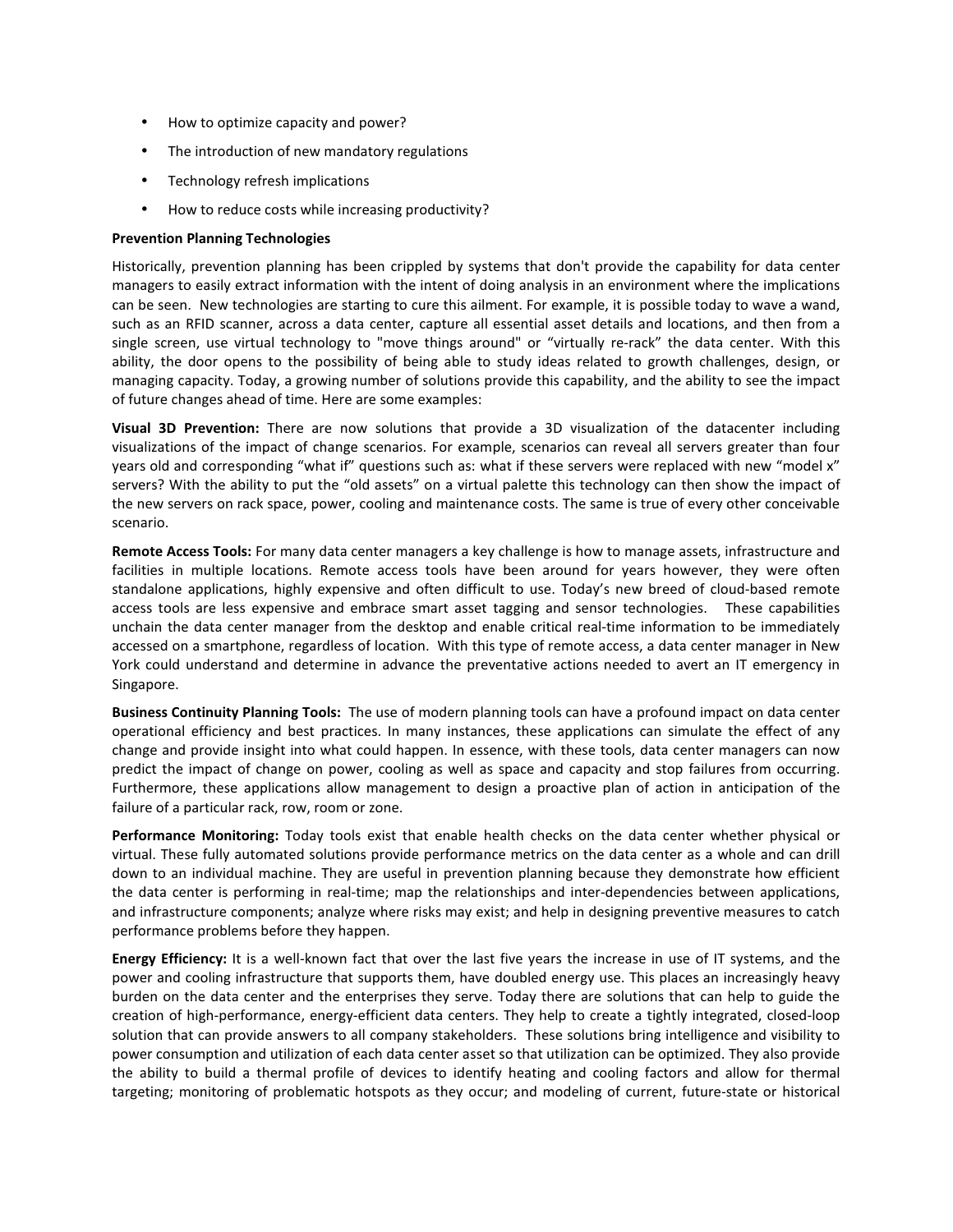- How to optimize capacity and power?
- The introduction of new mandatory regulations
- Technology refresh implications
- How to reduce costs while increasing productivity?

**Prevention Planning Technologies**

Historically, prevention planning has been crippled by systems that don't provide the capability for data center managers to easily extract information with the intent of doing analysis in an environment where the implications can be seen. New technologies are starting to cure this ailment. For example, it is possible today to wave a wand, such as an RFID scanner, across a data center, capture all essential asset details and locations, and then from a single screen, use virtual technology to "move things around" or "virtually re-rack" the data center. With this ability, the door opens to the possibility of being able to study ideas related to growth challenges, design, or managing capacity. Today, a growing number of solutions provide this capability, and the ability to see the impact of future changes ahead of time. Here are some examples:

**Visual 3D Prevention:** There are now solutions that provide a 3D visualization of the datacenter including visualizations of the impact of change scenarios. For example, scenarios can reveal all servers greater than four years old and corresponding "what if" questions such as: what if these servers were replaced with new "model x" servers? With the ability to put the "old assets" on a virtual palette this technology can then show the impact of the new servers on rack space, power, cooling and maintenance costs. The same is true of every other conceivable scenario.

**Remote Access Tools:** For many data center managers a key challenge is how to manage assets, infrastructure and facilities in multiple locations. Remote access tools have been around for years however, they were often standalone applications, highly expensive and often difficult to use. Today's new breed of cloud-based remote access tools are less expensive and embrace smart asset tagging and sensor technologies. These capabilities unchain the data center manager from the desktop and enable critical real-time information to be immediately accessed on a smartphone, regardless of location. With this type of remote access, a data center manager in New York could understand and determine in advance the preventative actions needed to avert an IT emergency in Singapore.

**Business Continuity Planning Tools:** The use of modern planning tools can have a profound impact on data center operational efficiency and best practices. In many instances, these applications can simulate the effect of any change and provide insight into what could happen. In essence, with these tools, data center managers can now predict the impact of change on power, cooling as well as space and capacity and stop failures from occurring. Furthermore, these applications allow management to design a proactive plan of action in anticipation of the failure of a particular rack, row, room or zone.

**Performance Monitoring:** Today tools exist that enable health checks on the data center whether physical or virtual. These fully automated solutions provide performance metrics on the data center as a whole and can drill down to an individual machine. They are useful in prevention planning because they demonstrate how efficient the data center is performing in real-time; map the relationships and inter-dependencies between applications, and infrastructure components; analyze where risks may exist; and help in designing preventive measures to catch performance problems before they happen.

**Energy Efficiency:** It is a well-known fact that over the last five years the increase in use of IT systems, and the power and cooling infrastructure that supports them, have doubled energy use. This places an increasingly heavy burden on the data center and the enterprises they serve. Today there are solutions that can help to guide the creation of high-performance, energy-efficient data centers. They help to create a tightly integrated, closed-loop solution that can provide answers to all company stakeholders. These solutions bring intelligence and visibility to power consumption and utilization of each data center asset so that utilization can be optimized. They also provide the ability to build a thermal profile of devices to identify heating and cooling factors and allow for thermal targeting; monitoring of problematic hotspots as they occur; and modeling of current, future-state or historical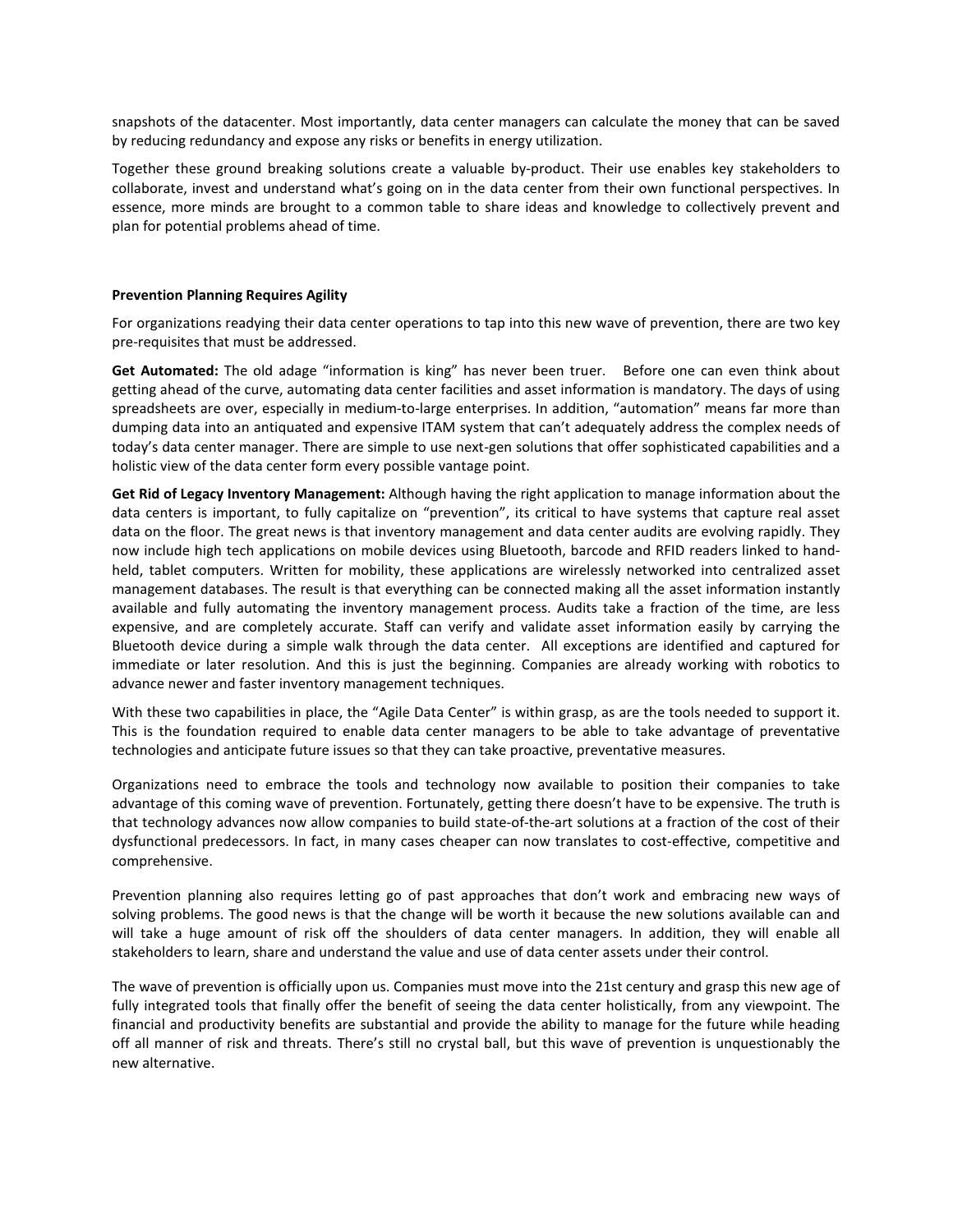snapshots of the datacenter. Most importantly, data center managers can calculate the money that can be saved by reducing redundancy and expose any risks or benefits in energy utilization.

Together these ground breaking solutions create a valuable by-product. Their use enables key stakeholders to collaborate, invest and understand what's going on in the data center from their own functional perspectives. In essence, more minds are brought to a common table to share ideas and knowledge to collectively prevent and plan for potential problems ahead of time.

**Prevention Planning Requires Agility**

For organizations readying their data center operations to tap into this new wave of prevention, there are two key pre-requisites that must be addressed.

**Get Automated:** The old adage "information is king" has never been truer. Before one can even think about getting ahead of the curve, automating data center facilities and asset information is mandatory. The days of using spreadsheets are over, especially in medium-to-large enterprises. In addition, "automation" means far more than dumping data into an antiquated and expensive ITAM system that can't adequately address the complex needs of today's data center manager. There are simple to use next-gen solutions that offer sophisticated capabilities and a holistic view of the data center form every possible vantage point.

**Get Rid of Legacy Inventory Management:** Although having the right application to manage information about the data centers is important, to fully capitalize on "prevention", its critical to have systems that capture real asset data on the floor. The great news is that inventory management and data center audits are evolving rapidly. They now include high tech applications on mobile devices using Bluetooth, barcode and RFID readers linked to hand-held, tablet computers. Written for mobility, these applications are wirelessly networked into centralized asset management databases. The result is that everything can be connected making all the asset information instantly available and fully automating the inventory management process. Audits take a fraction of the time, are less expensive, and are completely accurate. Staff can verify and validate asset information easily by carrying the Bluetooth device during a simple walk through the data center. All exceptions are identified and captured for immediate or later resolution. And this is just the beginning. Companies are already working with robotics to advance newer and faster inventory management techniques.

With these two capabilities in place, the "Agile Data Center" is within grasp, as are the tools needed to support it. This is the foundation required to enable data center managers to be able to take advantage of preventative technologies and anticipate future issues so that they can take proactive, preventative measures.

Organizations need to embrace the tools and technology now available to position their companies to take advantage of this coming wave of prevention. Fortunately, getting there doesn't have to be expensive. The truth is that technology advances now allow companies to build state-of-the-art solutions at a fraction of the cost of their dysfunctional predecessors. In fact, in many cases cheaper can now translates to cost-effective, competitive and comprehensive.

Prevention planning also requires letting go of past approaches that don't work and embracing new ways of solving problems. The good news is that the change will be worth it because the new solutions available can and will take a huge amount of risk off the shoulders of data center managers. In addition, they will enable all stakeholders to learn, share and understand the value and use of data center assets under their control.

The wave of prevention is officially upon us. Companies must move into the 21st century and grasp this new age of fully integrated tools that finally offer the benefit of seeing the data center holistically, from any viewpoint. The financial and productivity benefits are substantial and provide the ability to manage for the future while heading off all manner of risk and threats. There's still no crystal ball, but this wave of prevention is unquestionably the new alternative.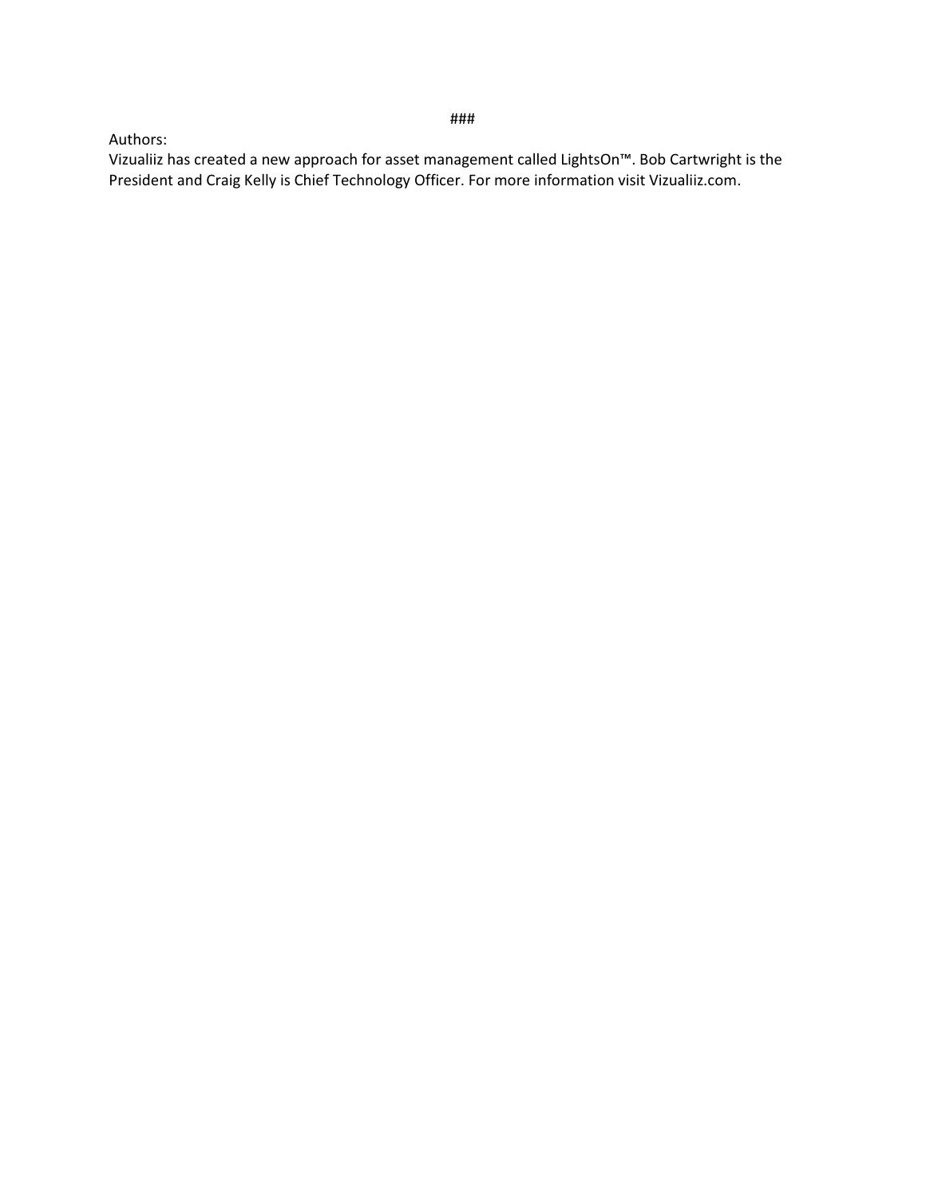###

Authors:
Vizualiiz has created a new approach for asset management called LightsOn™. Bob Cartwright is the President and Craig Kelly is Chief Technology Officer. For more information visit Vizualiiz.com.